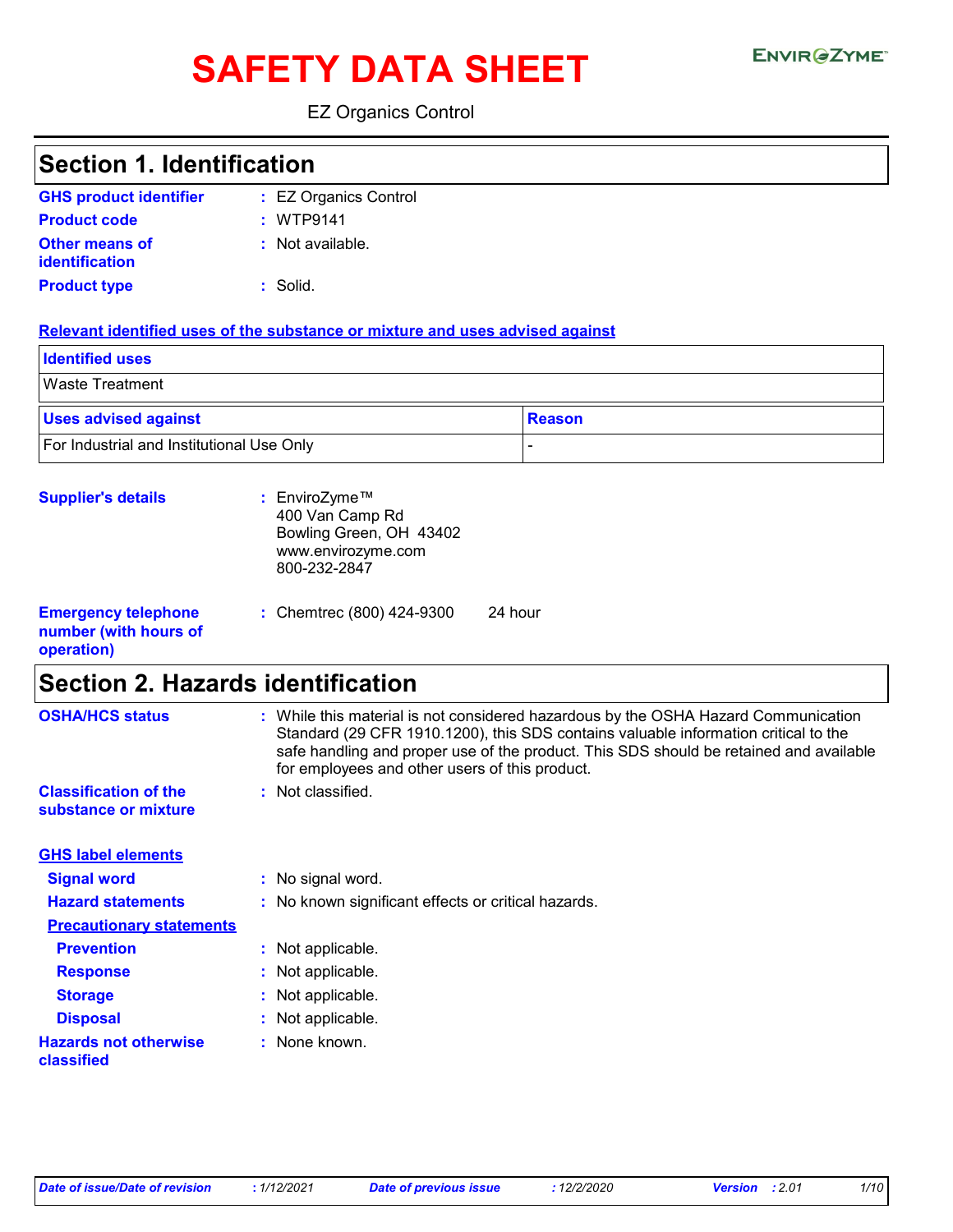# SAFETY DATA SHEET

ENVIROZYME™

EZ Organics Control

## Section 1. Identification

**GHS product identifier** : EZ Organics Control

**Product code** : WTP9141

**Other means of identification** : Not available.

**Product type** : Solid.

**Relevant identified uses of the substance or mixture and uses advised against**

| Identified uses | |
|---|---|
| Waste Treatment | |

| Uses advised against | Reason |
|---|---|
| For Industrial and Institutional Use Only | - |

**Supplier's details** : EnviroZyme™
400 Van Camp Rd
Bowling Green, OH 43402
www.envirozyme.com
800-232-2847

**Emergency telephone number (with hours of operation)** : Chemtrec (800) 424-9300 24 hour

## Section 2. Hazards identification

**OSHA/HCS status** : While this material is not considered hazardous by the OSHA Hazard Communication Standard (29 CFR 1910.1200), this SDS contains valuable information critical to the safe handling and proper use of the product. This SDS should be retained and available for employees and other users of this product.

**Classification of the substance or mixture** : Not classified.

**GHS label elements**

**Signal word** : No signal word.

**Hazard statements** : No known significant effects or critical hazards.

**Precautionary statements**

**Prevention** : Not applicable.

**Response** : Not applicable.

**Storage** : Not applicable.

**Disposal** : Not applicable.

**Hazards not otherwise classified** : None known.

*Date of issue/Date of revision : 1/12/2021 Date of previous issue : 12/2/2020 Version : 2.01*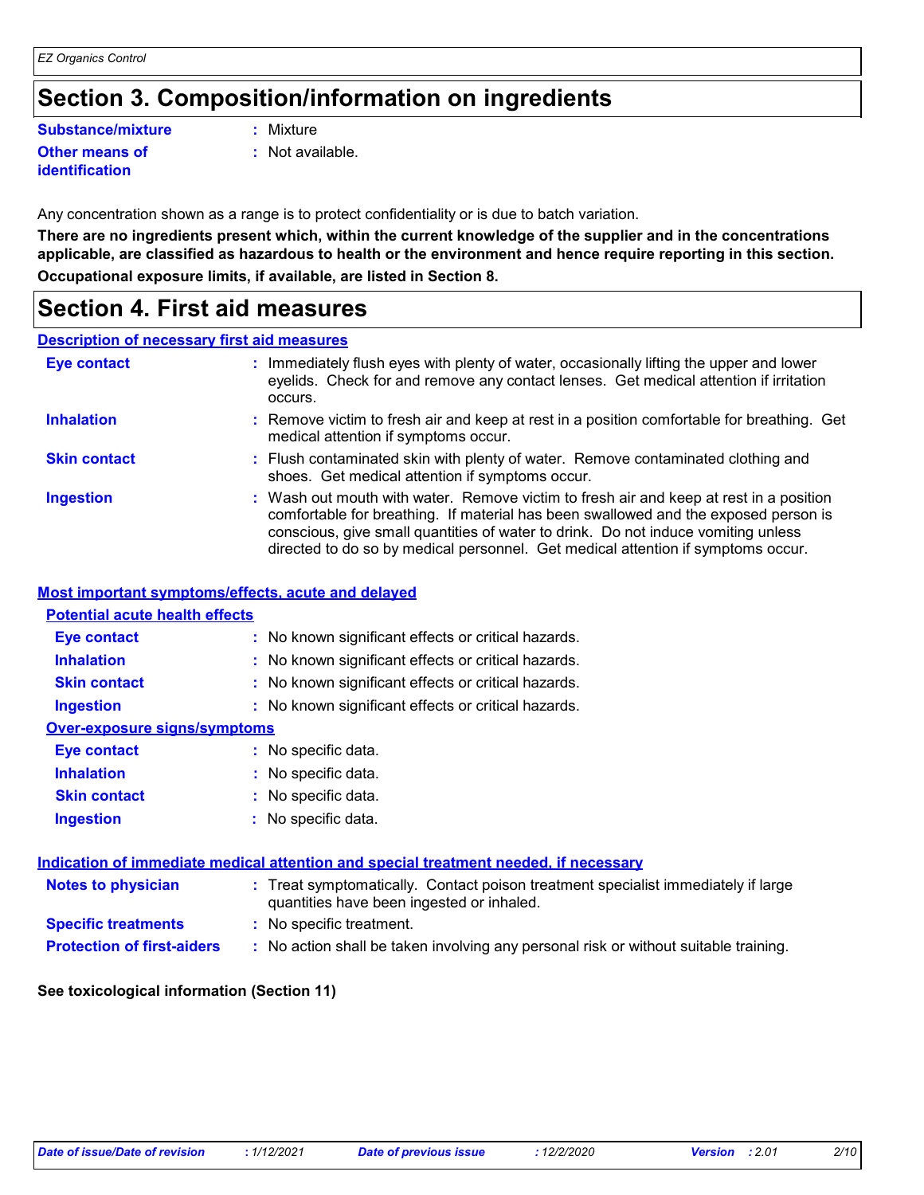## Section 3. Composition/information on ingredients

| | |
|---|---|
| **Substance/mixture** | : Mixture |
| **Other means of identification** | : Not available. |

Any concentration shown as a range is to protect confidentiality or is due to batch variation.

**There are no ingredients present which, within the current knowledge of the supplier and in the concentrations applicable, are classified as hazardous to health or the environment and hence require reporting in this section.**

**Occupational exposure limits, if available, are listed in Section 8.**

## Section 4. First aid measures

### Description of necessary first aid measures

| | |
|---|---|
| **Eye contact** | : Immediately flush eyes with plenty of water, occasionally lifting the upper and lower eyelids. Check for and remove any contact lenses. Get medical attention if irritation occurs. |
| **Inhalation** | : Remove victim to fresh air and keep at rest in a position comfortable for breathing. Get medical attention if symptoms occur. |
| **Skin contact** | : Flush contaminated skin with plenty of water. Remove contaminated clothing and shoes. Get medical attention if symptoms occur. |
| **Ingestion** | : Wash out mouth with water. Remove victim to fresh air and keep at rest in a position comfortable for breathing. If material has been swallowed and the exposed person is conscious, give small quantities of water to drink. Do not induce vomiting unless directed to do so by medical personnel. Get medical attention if symptoms occur. |

### Most important symptoms/effects, acute and delayed

#### Potential acute health effects

| | |
|---|---|
| **Eye contact** | : No known significant effects or critical hazards. |
| **Inhalation** | : No known significant effects or critical hazards. |
| **Skin contact** | : No known significant effects or critical hazards. |
| **Ingestion** | : No known significant effects or critical hazards. |

#### Over-exposure signs/symptoms

| | |
|---|---|
| **Eye contact** | : No specific data. |
| **Inhalation** | : No specific data. |
| **Skin contact** | : No specific data. |
| **Ingestion** | : No specific data. |

### Indication of immediate medical attention and special treatment needed, if necessary

| | |
|---|---|
| **Notes to physician** | : Treat symptomatically. Contact poison treatment specialist immediately if large quantities have been ingested or inhaled. |
| **Specific treatments** | : No specific treatment. |
| **Protection of first-aiders** | : No action shall be taken involving any personal risk or without suitable training. |

**See toxicological information (Section 11)**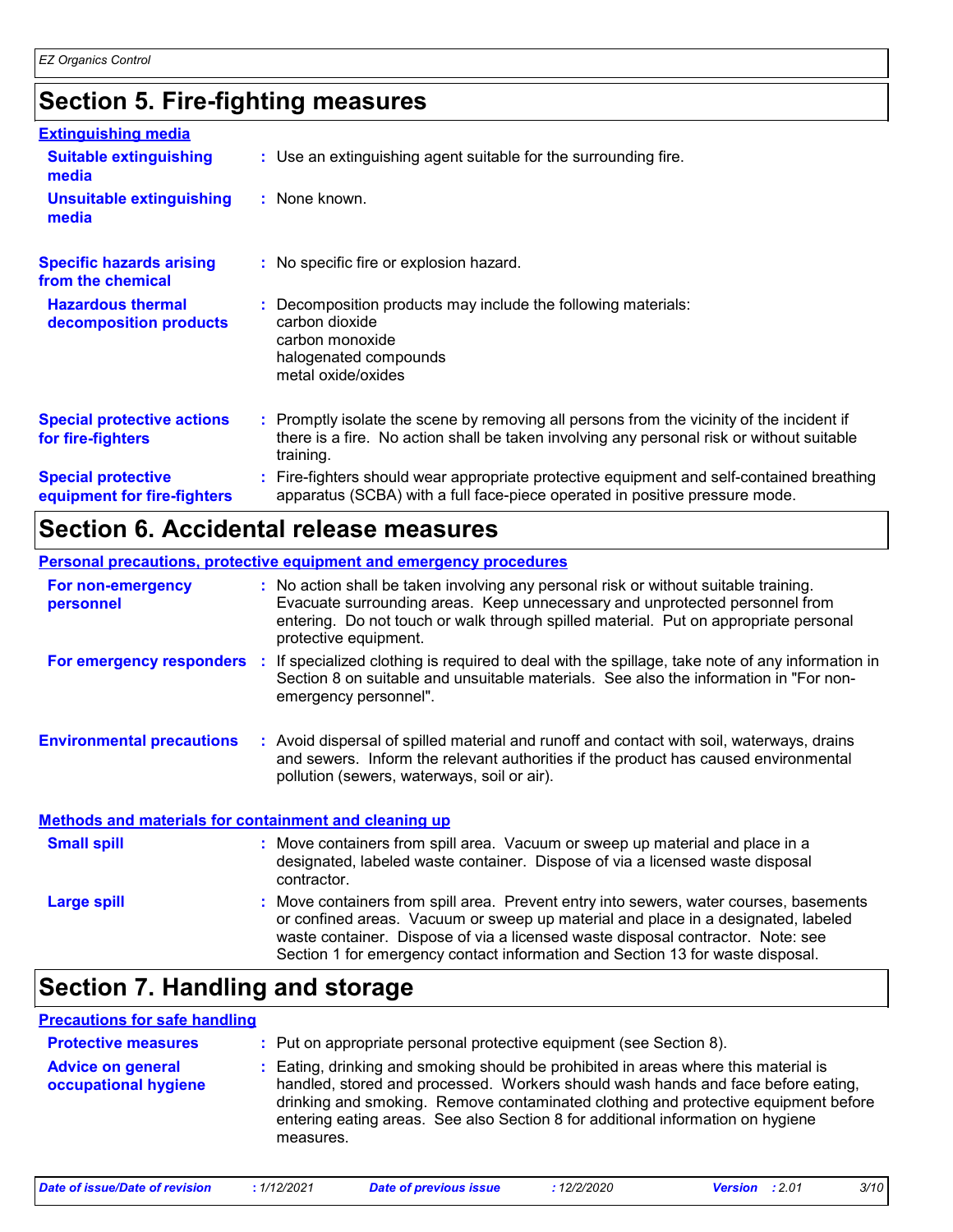## Section 5. Fire-fighting measures

**Extinguishing media**

**Suitable extinguishing media** : Use an extinguishing agent suitable for the surrounding fire.

**Unsuitable extinguishing media** : None known.

**Specific hazards arising from the chemical** : No specific fire or explosion hazard.

**Hazardous thermal decomposition products** : Decomposition products may include the following materials:
carbon dioxide
carbon monoxide
halogenated compounds
metal oxide/oxides

**Special protective actions for fire-fighters** : Promptly isolate the scene by removing all persons from the vicinity of the incident if there is a fire. No action shall be taken involving any personal risk or without suitable training.

**Special protective equipment for fire-fighters** : Fire-fighters should wear appropriate protective equipment and self-contained breathing apparatus (SCBA) with a full face-piece operated in positive pressure mode.

## Section 6. Accidental release measures

**Personal precautions, protective equipment and emergency procedures**

**For non-emergency personnel** : No action shall be taken involving any personal risk or without suitable training. Evacuate surrounding areas. Keep unnecessary and unprotected personnel from entering. Do not touch or walk through spilled material. Put on appropriate personal protective equipment.

**For emergency responders** : If specialized clothing is required to deal with the spillage, take note of any information in Section 8 on suitable and unsuitable materials. See also the information in "For non-emergency personnel".

**Environmental precautions** : Avoid dispersal of spilled material and runoff and contact with soil, waterways, drains and sewers. Inform the relevant authorities if the product has caused environmental pollution (sewers, waterways, soil or air).

**Methods and materials for containment and cleaning up**

**Small spill** : Move containers from spill area. Vacuum or sweep up material and place in a designated, labeled waste container. Dispose of via a licensed waste disposal contractor.

**Large spill** : Move containers from spill area. Prevent entry into sewers, water courses, basements or confined areas. Vacuum or sweep up material and place in a designated, labeled waste container. Dispose of via a licensed waste disposal contractor. Note: see Section 1 for emergency contact information and Section 13 for waste disposal.

## Section 7. Handling and storage

**Precautions for safe handling**

**Protective measures** : Put on appropriate personal protective equipment (see Section 8).

**Advice on general occupational hygiene** : Eating, drinking and smoking should be prohibited in areas where this material is handled, stored and processed. Workers should wash hands and face before eating, drinking and smoking. Remove contaminated clothing and protective equipment before entering eating areas. See also Section 8 for additional information on hygiene measures.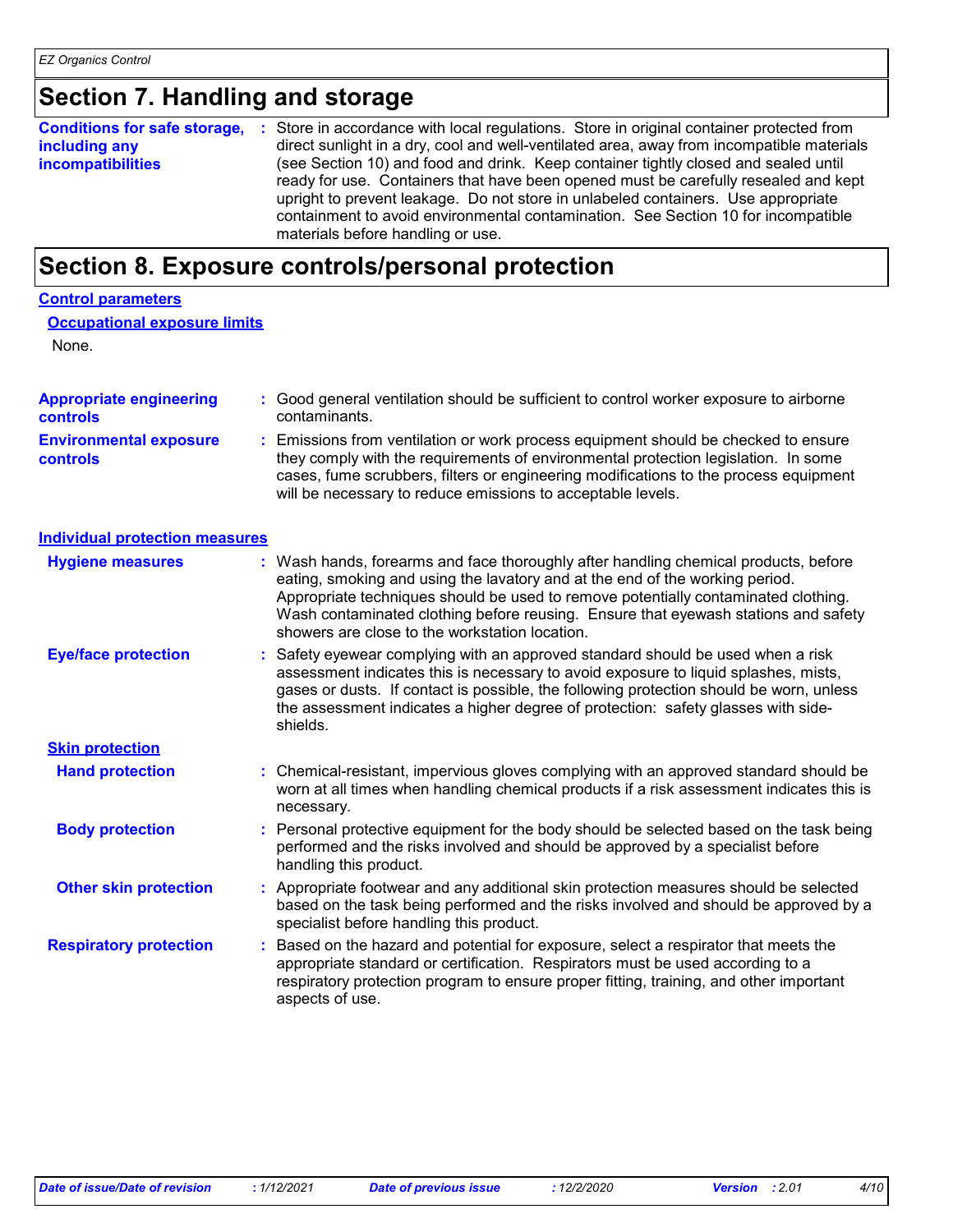## Section 7. Handling and storage

**Conditions for safe storage, including any incompatibilities** : Store in accordance with local regulations. Store in original container protected from direct sunlight in a dry, cool and well-ventilated area, away from incompatible materials (see Section 10) and food and drink. Keep container tightly closed and sealed until ready for use. Containers that have been opened must be carefully resealed and kept upright to prevent leakage. Do not store in unlabeled containers. Use appropriate containment to avoid environmental contamination. See Section 10 for incompatible materials before handling or use.

## Section 8. Exposure controls/personal protection

### Control parameters

#### Occupational exposure limits

None.

**Appropriate engineering controls** : Good general ventilation should be sufficient to control worker exposure to airborne contaminants.

**Environmental exposure controls** : Emissions from ventilation or work process equipment should be checked to ensure they comply with the requirements of environmental protection legislation. In some cases, fume scrubbers, filters or engineering modifications to the process equipment will be necessary to reduce emissions to acceptable levels.

### Individual protection measures

**Hygiene measures** : Wash hands, forearms and face thoroughly after handling chemical products, before eating, smoking and using the lavatory and at the end of the working period. Appropriate techniques should be used to remove potentially contaminated clothing. Wash contaminated clothing before reusing. Ensure that eyewash stations and safety showers are close to the workstation location.

**Eye/face protection** : Safety eyewear complying with an approved standard should be used when a risk assessment indicates this is necessary to avoid exposure to liquid splashes, mists, gases or dusts. If contact is possible, the following protection should be worn, unless the assessment indicates a higher degree of protection: safety glasses with side-shields.

#### Skin protection

**Hand protection** : Chemical-resistant, impervious gloves complying with an approved standard should be worn at all times when handling chemical products if a risk assessment indicates this is necessary.

**Body protection** : Personal protective equipment for the body should be selected based on the task being performed and the risks involved and should be approved by a specialist before handling this product.

**Other skin protection** : Appropriate footwear and any additional skin protection measures should be selected based on the task being performed and the risks involved and should be approved by a specialist before handling this product.

**Respiratory protection** : Based on the hazard and potential for exposure, select a respirator that meets the appropriate standard or certification. Respirators must be used according to a respiratory protection program to ensure proper fitting, training, and other important aspects of use.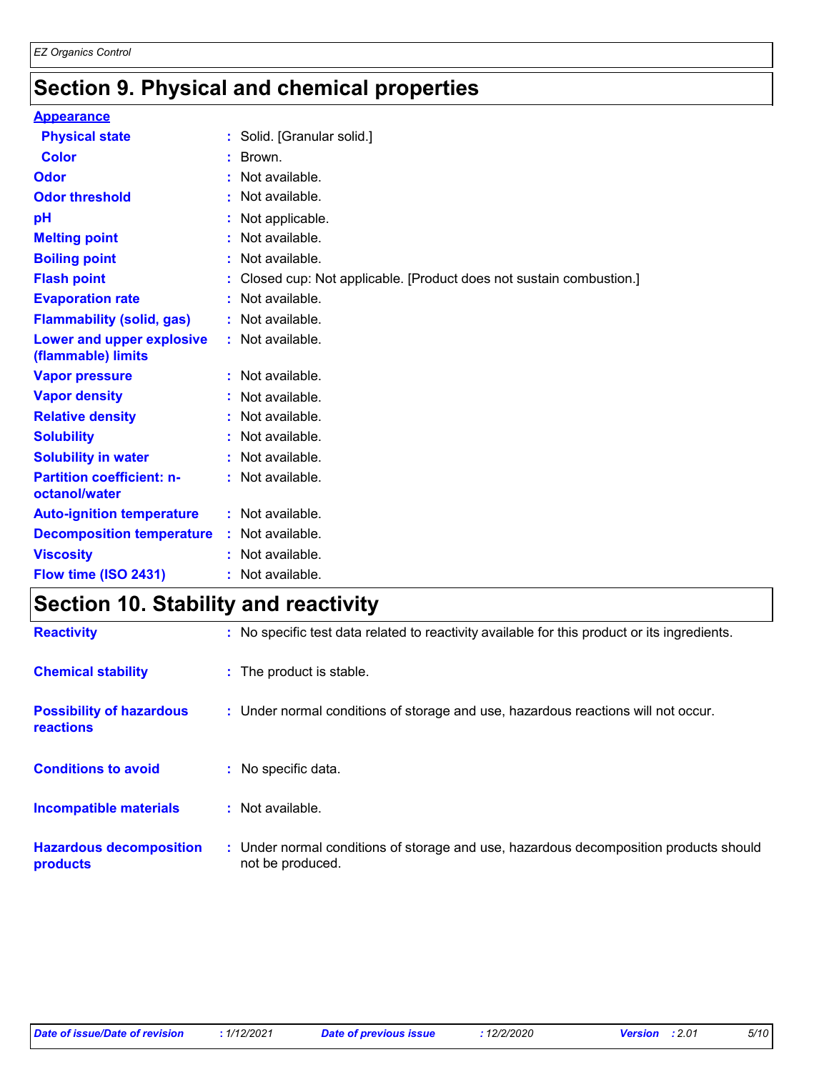# Section 9. Physical and chemical properties

**Appearance**

| | |
|---|---|
| **Physical state** | : Solid. [Granular solid.] |
| **Color** | : Brown. |
| **Odor** | : Not available. |
| **Odor threshold** | : Not available. |
| **pH** | : Not applicable. |
| **Melting point** | : Not available. |
| **Boiling point** | : Not available. |
| **Flash point** | : Closed cup: Not applicable. [Product does not sustain combustion.] |
| **Evaporation rate** | : Not available. |
| **Flammability (solid, gas)** | : Not available. |
| **Lower and upper explosive (flammable) limits** | : Not available. |
| **Vapor pressure** | : Not available. |
| **Vapor density** | : Not available. |
| **Relative density** | : Not available. |
| **Solubility** | : Not available. |
| **Solubility in water** | : Not available. |
| **Partition coefficient: n-octanol/water** | : Not available. |
| **Auto-ignition temperature** | : Not available. |
| **Decomposition temperature** | : Not available. |
| **Viscosity** | : Not available. |
| **Flow time (ISO 2431)** | : Not available. |

# Section 10. Stability and reactivity

| | |
|---|---|
| **Reactivity** | : No specific test data related to reactivity available for this product or its ingredients. |
| **Chemical stability** | : The product is stable. |
| **Possibility of hazardous reactions** | : Under normal conditions of storage and use, hazardous reactions will not occur. |
| **Conditions to avoid** | : No specific data. |
| **Incompatible materials** | : Not available. |
| **Hazardous decomposition products** | : Under normal conditions of storage and use, hazardous decomposition products should not be produced. |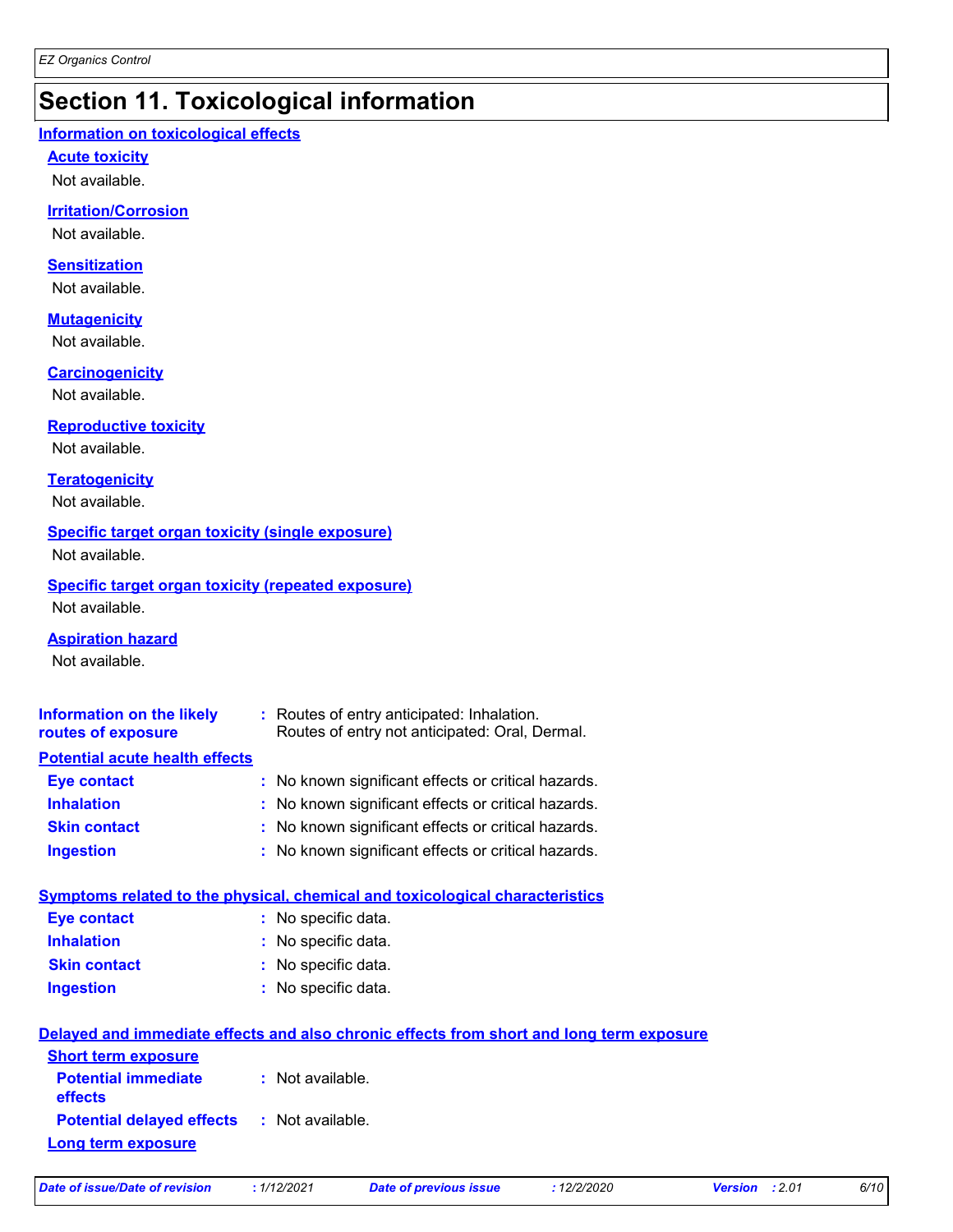# Section 11. Toxicological information

## Information on toxicological effects

### Acute toxicity

Not available.

### Irritation/Corrosion

Not available.

### Sensitization

Not available.

### Mutagenicity

Not available.

### Carcinogenicity

Not available.

### Reproductive toxicity

Not available.

### Teratogenicity

Not available.

### Specific target organ toxicity (single exposure)

Not available.

### Specific target organ toxicity (repeated exposure)

Not available.

### Aspiration hazard

Not available.

**Information on the likely routes of exposure** : Routes of entry anticipated: Inhalation.
Routes of entry not anticipated: Oral, Dermal.

## Potential acute health effects

**Eye contact** : No known significant effects or critical hazards.

**Inhalation** : No known significant effects or critical hazards.

**Skin contact** : No known significant effects or critical hazards.

**Ingestion** : No known significant effects or critical hazards.

## Symptoms related to the physical, chemical and toxicological characteristics

**Eye contact** : No specific data.

**Inhalation** : No specific data.

**Skin contact** : No specific data.

**Ingestion** : No specific data.

## Delayed and immediate effects and also chronic effects from short and long term exposure

### Short term exposure

**Potential immediate effects** : Not available.

**Potential delayed effects** : Not available.

### Long term exposure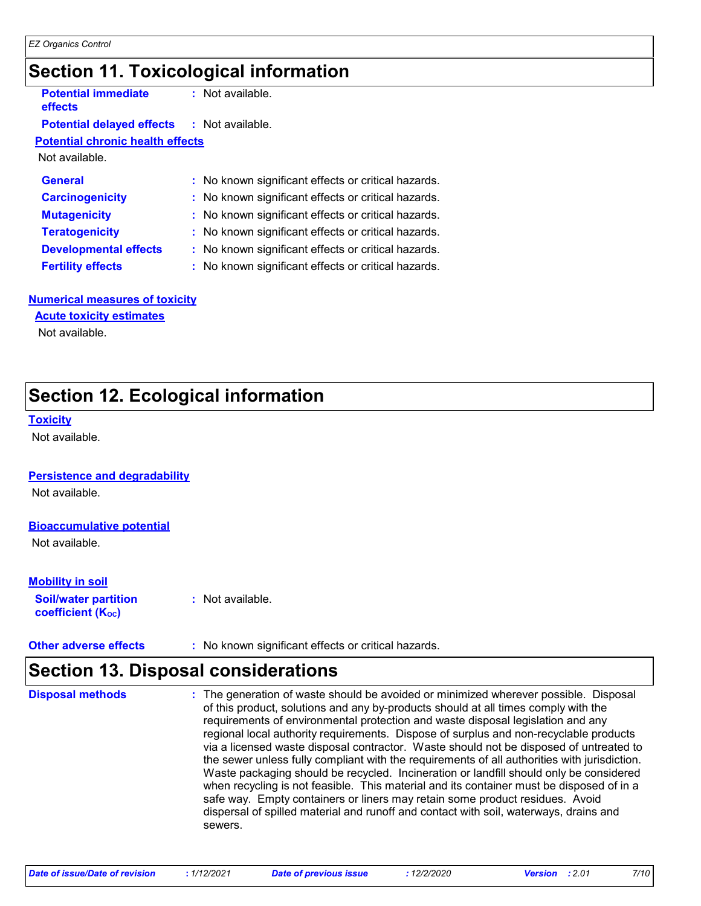# Section 11. Toxicological information

**Potential immediate effects** : Not available.

**Potential delayed effects** : Not available.

**Potential chronic health effects**

Not available.

**General** : No known significant effects or critical hazards.

**Carcinogenicity** : No known significant effects or critical hazards.

**Mutagenicity** : No known significant effects or critical hazards.

**Teratogenicity** : No known significant effects or critical hazards.

**Developmental effects** : No known significant effects or critical hazards.

**Fertility effects** : No known significant effects or critical hazards.

**Numerical measures of toxicity**

**Acute toxicity estimates**

Not available.

# Section 12. Ecological information

**Toxicity**

Not available.

**Persistence and degradability**

Not available.

**Bioaccumulative potential**

Not available.

**Mobility in soil**

**Soil/water partition coefficient ($K_{OC}$)** : Not available.

**Other adverse effects** : No known significant effects or critical hazards.

# Section 13. Disposal considerations

**Disposal methods** : The generation of waste should be avoided or minimized wherever possible. Disposal of this product, solutions and any by-products should at all times comply with the requirements of environmental protection and waste disposal legislation and any regional local authority requirements. Dispose of surplus and non-recyclable products via a licensed waste disposal contractor. Waste should not be disposed of untreated to the sewer unless fully compliant with the requirements of all authorities with jurisdiction. Waste packaging should be recycled. Incineration or landfill should only be considered when recycling is not feasible. This material and its container must be disposed of in a safe way. Empty containers or liners may retain some product residues. Avoid dispersal of spilled material and runoff and contact with soil, waterways, drains and sewers.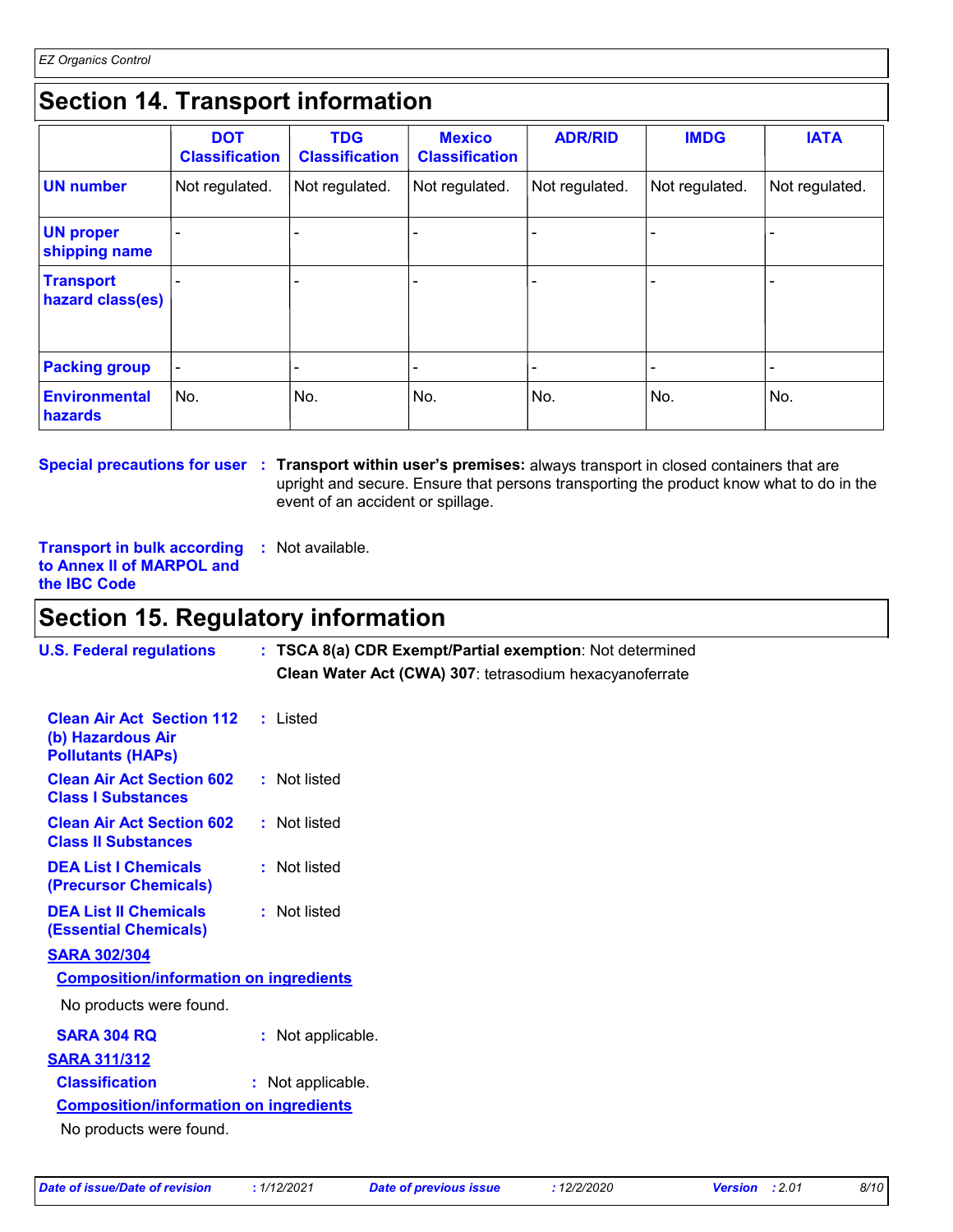## Section 14. Transport information

| | DOT Classification | TDG Classification | Mexico Classification | ADR/RID | IMDG | IATA |
|---|---|---|---|---|---|---|
| **UN number** | Not regulated. | Not regulated. | Not regulated. | Not regulated. | Not regulated. | Not regulated. |
| **UN proper shipping name** | - | - | - | - | - | - |
| **Transport hazard class(es)** | - | - | - | - | - | - |
| **Packing group** | - | - | - | - | - | - |
| **Environmental hazards** | No. | No. | No. | No. | No. | No. |

**Special precautions for user** : **Transport within user's premises:** always transport in closed containers that are upright and secure. Ensure that persons transporting the product know what to do in the event of an accident or spillage.

**Transport in bulk according to Annex II of MARPOL and the IBC Code** : Not available.

## Section 15. Regulatory information

**U.S. Federal regulations** : **TSCA 8(a) CDR Exempt/Partial exemption**: Not determined

**Clean Water Act (CWA) 307**: tetrasodium hexacyanoferrate

**Clean Air Act Section 112 (b) Hazardous Air Pollutants (HAPs)** : Listed

**Clean Air Act Section 602 Class I Substances** : Not listed

**Clean Air Act Section 602 Class II Substances** : Not listed

**DEA List I Chemicals (Precursor Chemicals)** : Not listed

**DEA List II Chemicals (Essential Chemicals)** : Not listed

**SARA 302/304**

**Composition/information on ingredients**

No products were found.

**SARA 304 RQ** : Not applicable.

**SARA 311/312**

**Classification** : Not applicable.

**Composition/information on ingredients**

No products were found.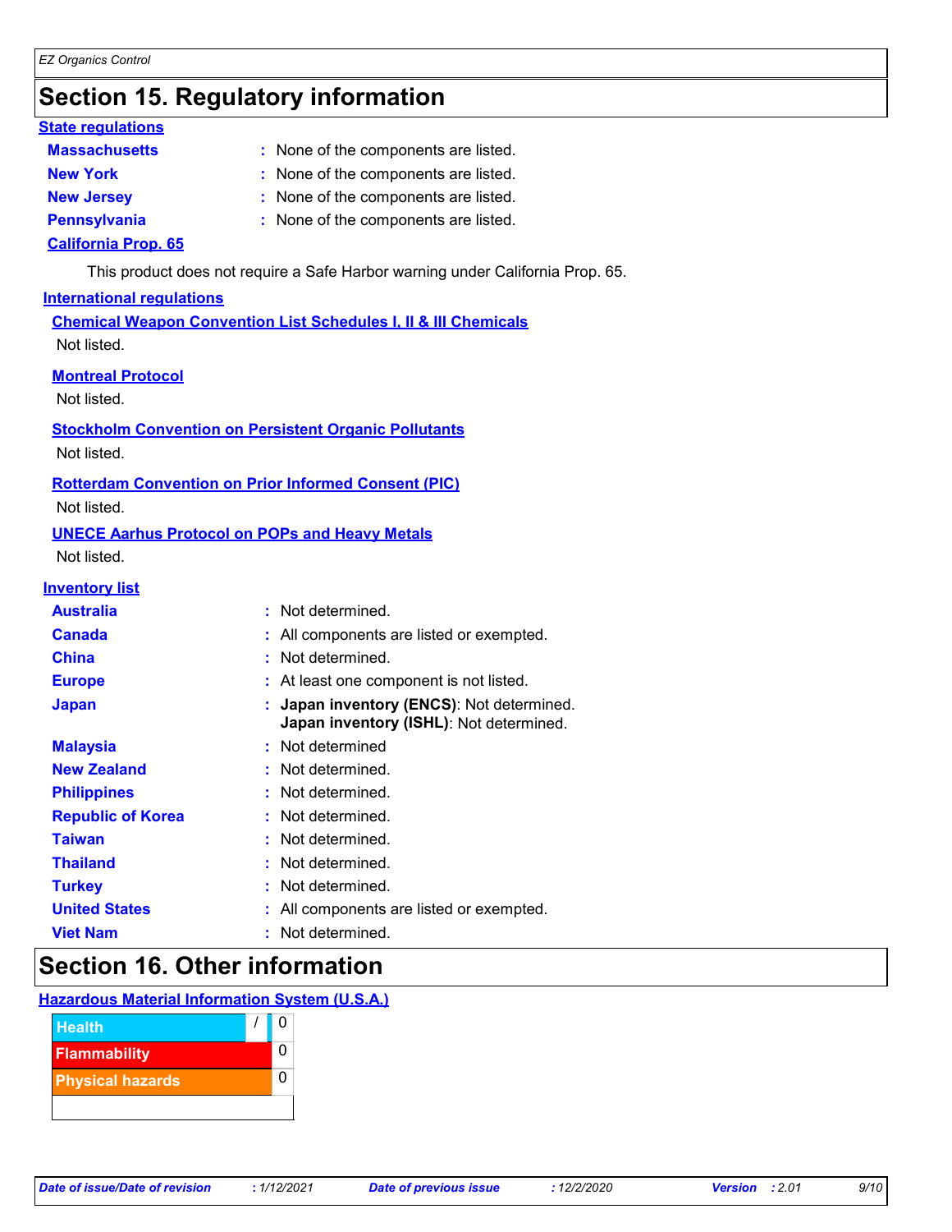## Section 15. Regulatory information

**State regulations**

| | |
|---|---|
| **Massachusetts** | : None of the components are listed. |
| **New York** | : None of the components are listed. |
| **New Jersey** | : None of the components are listed. |
| **Pennsylvania** | : None of the components are listed. |

**California Prop. 65**

This product does not require a Safe Harbor warning under California Prop. 65.

**International regulations**

**Chemical Weapon Convention List Schedules I, II & III Chemicals**

Not listed.

**Montreal Protocol**

Not listed.

**Stockholm Convention on Persistent Organic Pollutants**

Not listed.

**Rotterdam Convention on Prior Informed Consent (PIC)**

Not listed.

**UNECE Aarhus Protocol on POPs and Heavy Metals**

Not listed.

**Inventory list**

| | |
|---|---|
| **Australia** | : Not determined. |
| **Canada** | : All components are listed or exempted. |
| **China** | : Not determined. |
| **Europe** | : At least one component is not listed. |
| **Japan** | : **Japan inventory (ENCS)**: Not determined. **Japan inventory (ISHL)**: Not determined. |
| **Malaysia** | : Not determined |
| **New Zealand** | : Not determined. |
| **Philippines** | : Not determined. |
| **Republic of Korea** | : Not determined. |
| **Taiwan** | : Not determined. |
| **Thailand** | : Not determined. |
| **Turkey** | : Not determined. |
| **United States** | : All components are listed or exempted. |
| **Viet Nam** | : Not determined. |

## Section 16. Other information

**Hazardous Material Information System (U.S.A.)**

| | | |
|---|---|---|
| Health | / | 0 |
| Flammability | | 0 |
| Physical hazards | | 0 |
| | | |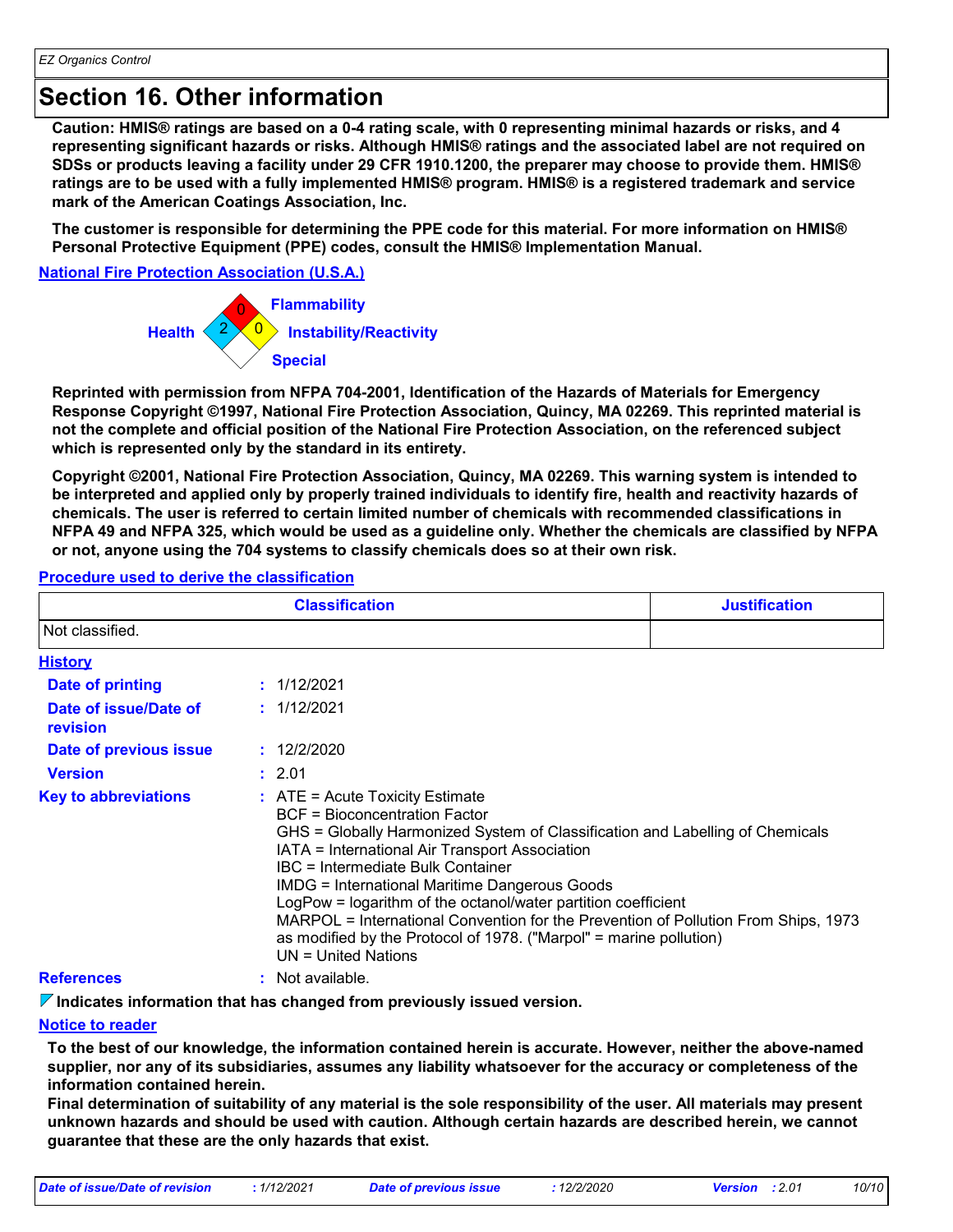# Section 16. Other information

**Caution: HMIS® ratings are based on a 0-4 rating scale, with 0 representing minimal hazards or risks, and 4 representing significant hazards or risks. Although HMIS® ratings and the associated label are not required on SDSs or products leaving a facility under 29 CFR 1910.1200, the preparer may choose to provide them. HMIS® ratings are to be used with a fully implemented HMIS® program. HMIS® is a registered trademark and service mark of the American Coatings Association, Inc.**

**The customer is responsible for determining the PPE code for this material. For more information on HMIS® Personal Protective Equipment (PPE) codes, consult the HMIS® Implementation Manual.**

## National Fire Protection Association (U.S.A.)

Flammability: 0
Health: 2
Instability/Reactivity: 0
Special

**Reprinted with permission from NFPA 704-2001, Identification of the Hazards of Materials for Emergency Response Copyright ©1997, National Fire Protection Association, Quincy, MA 02269. This reprinted material is not the complete and official position of the National Fire Protection Association, on the referenced subject which is represented only by the standard in its entirety.**

**Copyright ©2001, National Fire Protection Association, Quincy, MA 02269. This warning system is intended to be interpreted and applied only by properly trained individuals to identify fire, health and reactivity hazards of chemicals. The user is referred to certain limited number of chemicals with recommended classifications in NFPA 49 and NFPA 325, which would be used as a guideline only. Whether the chemicals are classified by NFPA or not, anyone using the 704 systems to classify chemicals does so at their own risk.**

## Procedure used to derive the classification

| Classification | Justification |
|---|---|
| Not classified. | |

## History

**Date of printing** : 1/12/2021

**Date of issue/Date of revision** : 1/12/2021

**Date of previous issue** : 12/2/2020

**Version** : 2.01

**Key to abbreviations** :
ATE = Acute Toxicity Estimate
BCF = Bioconcentration Factor
GHS = Globally Harmonized System of Classification and Labelling of Chemicals
IATA = International Air Transport Association
IBC = Intermediate Bulk Container
IMDG = International Maritime Dangerous Goods
LogPow = logarithm of the octanol/water partition coefficient
MARPOL = International Convention for the Prevention of Pollution From Ships, 1973 as modified by the Protocol of 1978. ("Marpol" = marine pollution)
UN = United Nations

**References** : Not available.

**Indicates information that has changed from previously issued version.**

## Notice to reader

**To the best of our knowledge, the information contained herein is accurate. However, neither the above-named supplier, nor any of its subsidiaries, assumes any liability whatsoever for the accuracy or completeness of the information contained herein.**
**Final determination of suitability of any material is the sole responsibility of the user. All materials may present unknown hazards and should be used with caution. Although certain hazards are described herein, we cannot guarantee that these are the only hazards that exist.**